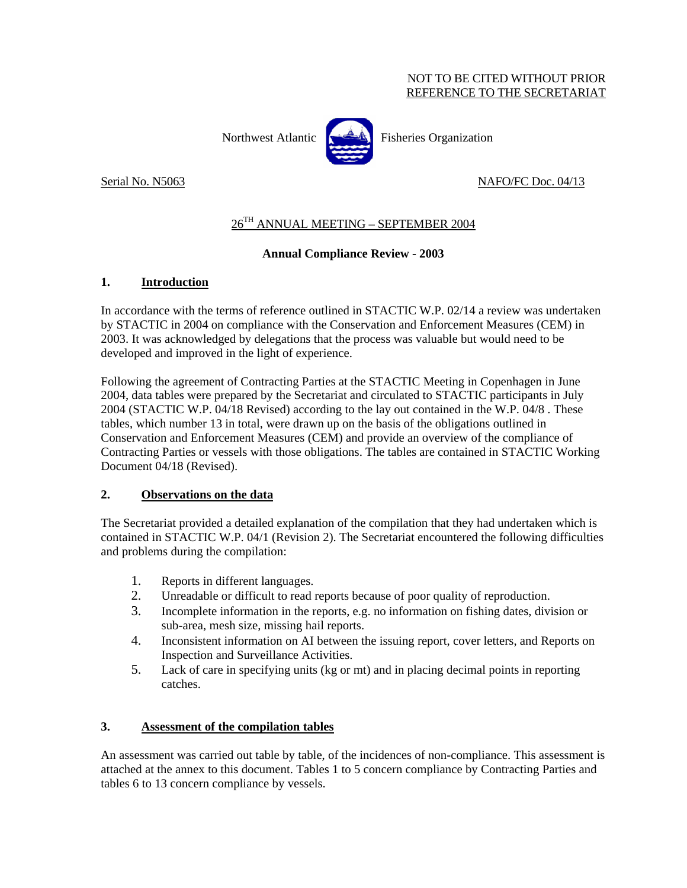NOT TO BE CITED WITHOUT PRIOR
REFERENCE TO THE SECRETARIAT

Northwest Atlantic Fisheries Organization

Serial No. N5063 NAFO/FC Doc. 04/13

## 26[TH] ANNUAL MEETING – SEPTEMBER 2004

### Annual Compliance Review - 2003

### 1. Introduction

In accordance with the terms of reference outlined in STACTIC W.P. 02/14 a review was undertaken by STACTIC in 2004 on compliance with the Conservation and Enforcement Measures (CEM) in 2003. It was acknowledged by delegations that the process was valuable but would need to be developed and improved in the light of experience.

Following the agreement of Contracting Parties at the STACTIC Meeting in Copenhagen in June 2004, data tables were prepared by the Secretariat and circulated to STACTIC participants in July 2004 (STACTIC W.P. 04/18 Revised) according to the lay out contained in the W.P. 04/8 . These tables, which number 13 in total, were drawn up on the basis of the obligations outlined in Conservation and Enforcement Measures (CEM) and provide an overview of the compliance of Contracting Parties or vessels with those obligations. The tables are contained in STACTIC Working Document 04/18 (Revised).

### 2. Observations on the data

The Secretariat provided a detailed explanation of the compilation that they had undertaken which is contained in STACTIC W.P. 04/1 (Revision 2). The Secretariat encountered the following difficulties and problems during the compilation:

1. Reports in different languages.
2. Unreadable or difficult to read reports because of poor quality of reproduction.
3. Incomplete information in the reports, e.g. no information on fishing dates, division or sub-area, mesh size, missing hail reports.
4. Inconsistent information on AI between the issuing report, cover letters, and Reports on Inspection and Surveillance Activities.
5. Lack of care in specifying units (kg or mt) and in placing decimal points in reporting catches.

### 3. Assessment of the compilation tables

An assessment was carried out table by table, of the incidences of non-compliance. This assessment is attached at the annex to this document. Tables 1 to 5 concern compliance by Contracting Parties and tables 6 to 13 concern compliance by vessels.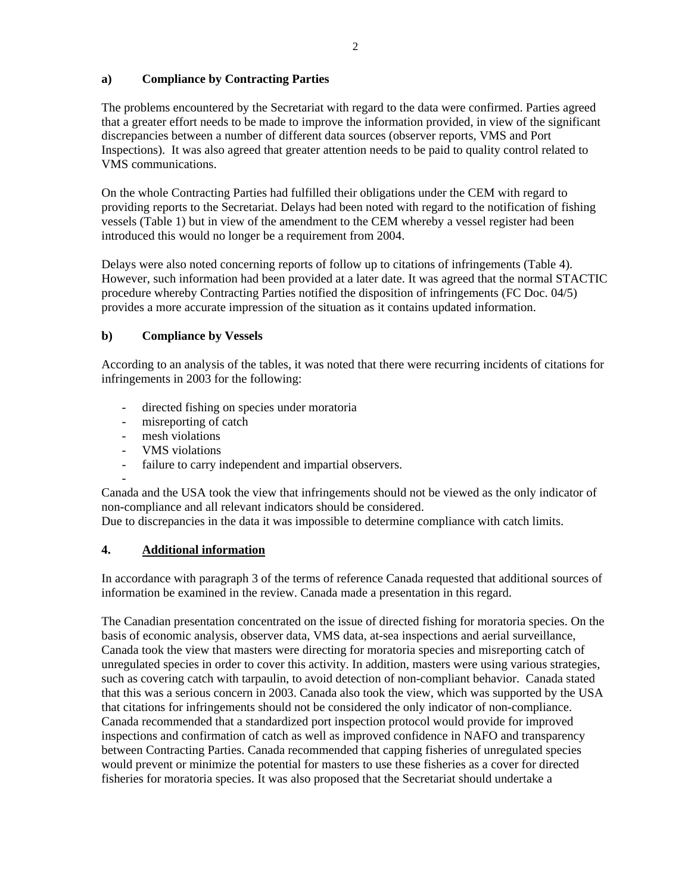### a) Compliance by Contracting Parties

The problems encountered by the Secretariat with regard to the data were confirmed. Parties agreed that a greater effort needs to be made to improve the information provided, in view of the significant discrepancies between a number of different data sources (observer reports, VMS and Port Inspections). It was also agreed that greater attention needs to be paid to quality control related to VMS communications.

On the whole Contracting Parties had fulfilled their obligations under the CEM with regard to providing reports to the Secretariat. Delays had been noted with regard to the notification of fishing vessels (Table 1) but in view of the amendment to the CEM whereby a vessel register had been introduced this would no longer be a requirement from 2004.

Delays were also noted concerning reports of follow up to citations of infringements (Table 4). However, such information had been provided at a later date. It was agreed that the normal STACTIC procedure whereby Contracting Parties notified the disposition of infringements (FC Doc. 04/5) provides a more accurate impression of the situation as it contains updated information.

### b) Compliance by Vessels

According to an analysis of the tables, it was noted that there were recurring incidents of citations for infringements in 2003 for the following:

- directed fishing on species under moratoria
- misreporting of catch
- mesh violations
- VMS violations
- failure to carry independent and impartial observers.
-

Canada and the USA took the view that infringements should not be viewed as the only indicator of non-compliance and all relevant indicators should be considered.
Due to discrepancies in the data it was impossible to determine compliance with catch limits.

## 4. Additional information

In accordance with paragraph 3 of the terms of reference Canada requested that additional sources of information be examined in the review. Canada made a presentation in this regard.

The Canadian presentation concentrated on the issue of directed fishing for moratoria species. On the basis of economic analysis, observer data, VMS data, at-sea inspections and aerial surveillance, Canada took the view that masters were directing for moratoria species and misreporting catch of unregulated species in order to cover this activity. In addition, masters were using various strategies, such as covering catch with tarpaulin, to avoid detection of non-compliant behavior. Canada stated that this was a serious concern in 2003. Canada also took the view, which was supported by the USA that citations for infringements should not be considered the only indicator of non-compliance. Canada recommended that a standardized port inspection protocol would provide for improved inspections and confirmation of catch as well as improved confidence in NAFO and transparency between Contracting Parties. Canada recommended that capping fisheries of unregulated species would prevent or minimize the potential for masters to use these fisheries as a cover for directed fisheries for moratoria species. It was also proposed that the Secretariat should undertake a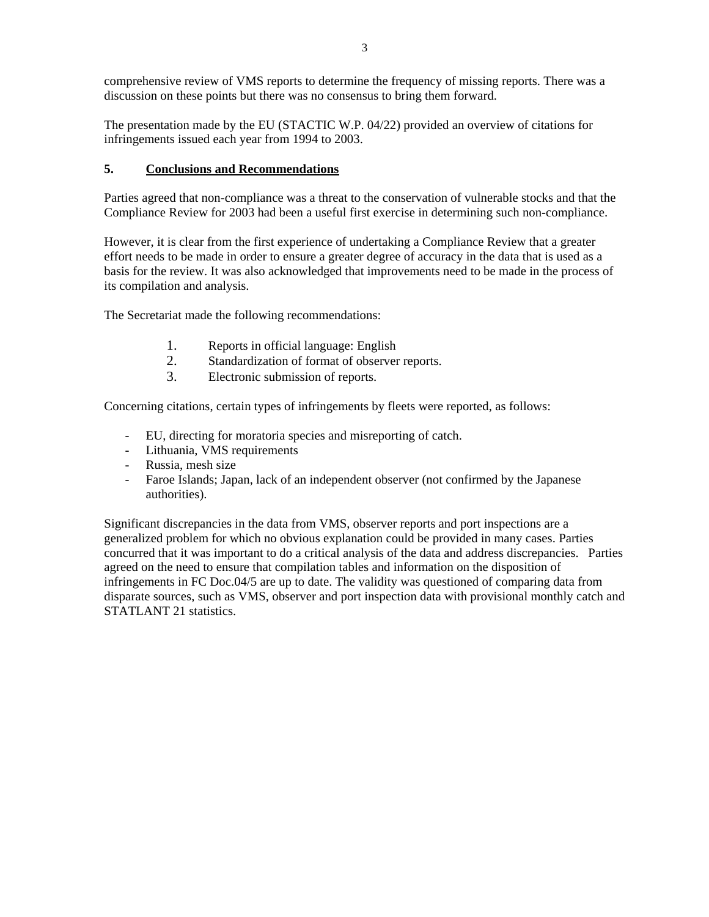comprehensive review of VMS reports to determine the frequency of missing reports. There was a discussion on these points but there was no consensus to bring them forward.

The presentation made by the EU (STACTIC W.P. 04/22) provided an overview of citations for infringements issued each year from 1994 to 2003.

## 5. Conclusions and Recommendations

Parties agreed that non-compliance was a threat to the conservation of vulnerable stocks and that the Compliance Review for 2003 had been a useful first exercise in determining such non-compliance.

However, it is clear from the first experience of undertaking a Compliance Review that a greater effort needs to be made in order to ensure a greater degree of accuracy in the data that is used as a basis for the review. It was also acknowledged that improvements need to be made in the process of its compilation and analysis.

The Secretariat made the following recommendations:

1. Reports in official language: English
2. Standardization of format of observer reports.
3. Electronic submission of reports.

Concerning citations, certain types of infringements by fleets were reported, as follows:

- EU, directing for moratoria species and misreporting of catch.
- Lithuania, VMS requirements
- Russia, mesh size
- Faroe Islands; Japan, lack of an independent observer (not confirmed by the Japanese authorities).

Significant discrepancies in the data from VMS, observer reports and port inspections are a generalized problem for which no obvious explanation could be provided in many cases. Parties concurred that it was important to do a critical analysis of the data and address discrepancies. Parties agreed on the need to ensure that compilation tables and information on the disposition of infringements in FC Doc.04/5 are up to date. The validity was questioned of comparing data from disparate sources, such as VMS, observer and port inspection data with provisional monthly catch and STATLANT 21 statistics.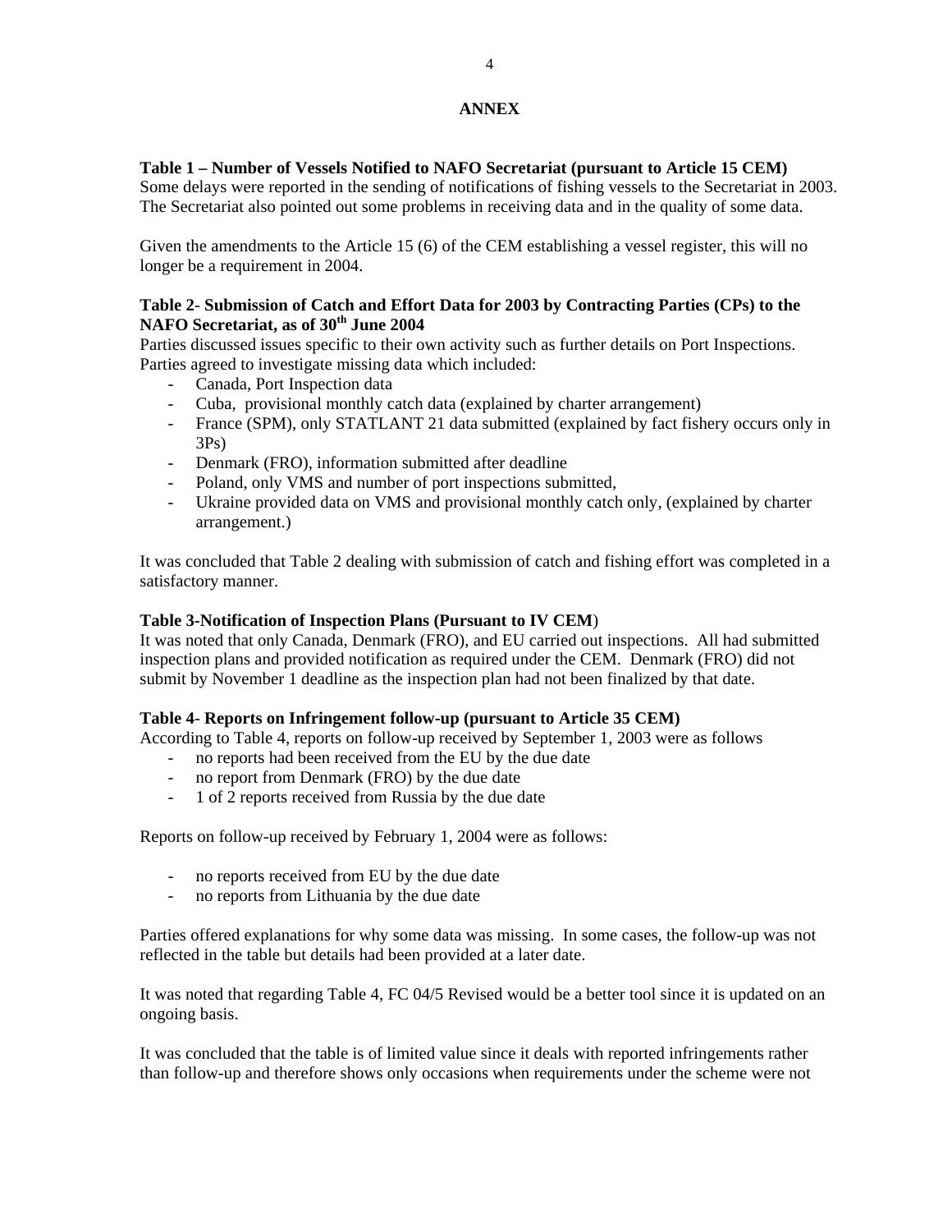## ANNEX

**Table 1 – Number of Vessels Notified to NAFO Secretariat (pursuant to Article 15 CEM)**
Some delays were reported in the sending of notifications of fishing vessels to the Secretariat in 2003. The Secretariat also pointed out some problems in receiving data and in the quality of some data.

Given the amendments to the Article 15 (6) of the CEM establishing a vessel register, this will no longer be a requirement in 2004.

**Table 2- Submission of Catch and Effort Data for 2003 by Contracting Parties (CPs) to the NAFO Secretariat, as of 30th June 2004**
Parties discussed issues specific to their own activity such as further details on Port Inspections. Parties agreed to investigate missing data which included:

- Canada, Port Inspection data
- Cuba, provisional monthly catch data (explained by charter arrangement)
- France (SPM), only STATLANT 21 data submitted (explained by fact fishery occurs only in 3Ps)
- Denmark (FRO), information submitted after deadline
- Poland, only VMS and number of port inspections submitted,
- Ukraine provided data on VMS and provisional monthly catch only, (explained by charter arrangement.)

It was concluded that Table 2 dealing with submission of catch and fishing effort was completed in a satisfactory manner.

**Table 3-Notification of Inspection Plans (Pursuant to IV CEM)**
It was noted that only Canada, Denmark (FRO), and EU carried out inspections. All had submitted inspection plans and provided notification as required under the CEM. Denmark (FRO) did not submit by November 1 deadline as the inspection plan had not been finalized by that date.

**Table 4- Reports on Infringement follow-up (pursuant to Article 35 CEM)**
According to Table 4, reports on follow-up received by September 1, 2003 were as follows

- no reports had been received from the EU by the due date
- no report from Denmark (FRO) by the due date
- 1 of 2 reports received from Russia by the due date

Reports on follow-up received by February 1, 2004 were as follows:

- no reports received from EU by the due date
- no reports from Lithuania by the due date

Parties offered explanations for why some data was missing. In some cases, the follow-up was not reflected in the table but details had been provided at a later date.

It was noted that regarding Table 4, FC 04/5 Revised would be a better tool since it is updated on an ongoing basis.

It was concluded that the table is of limited value since it deals with reported infringements rather than follow-up and therefore shows only occasions when requirements under the scheme were not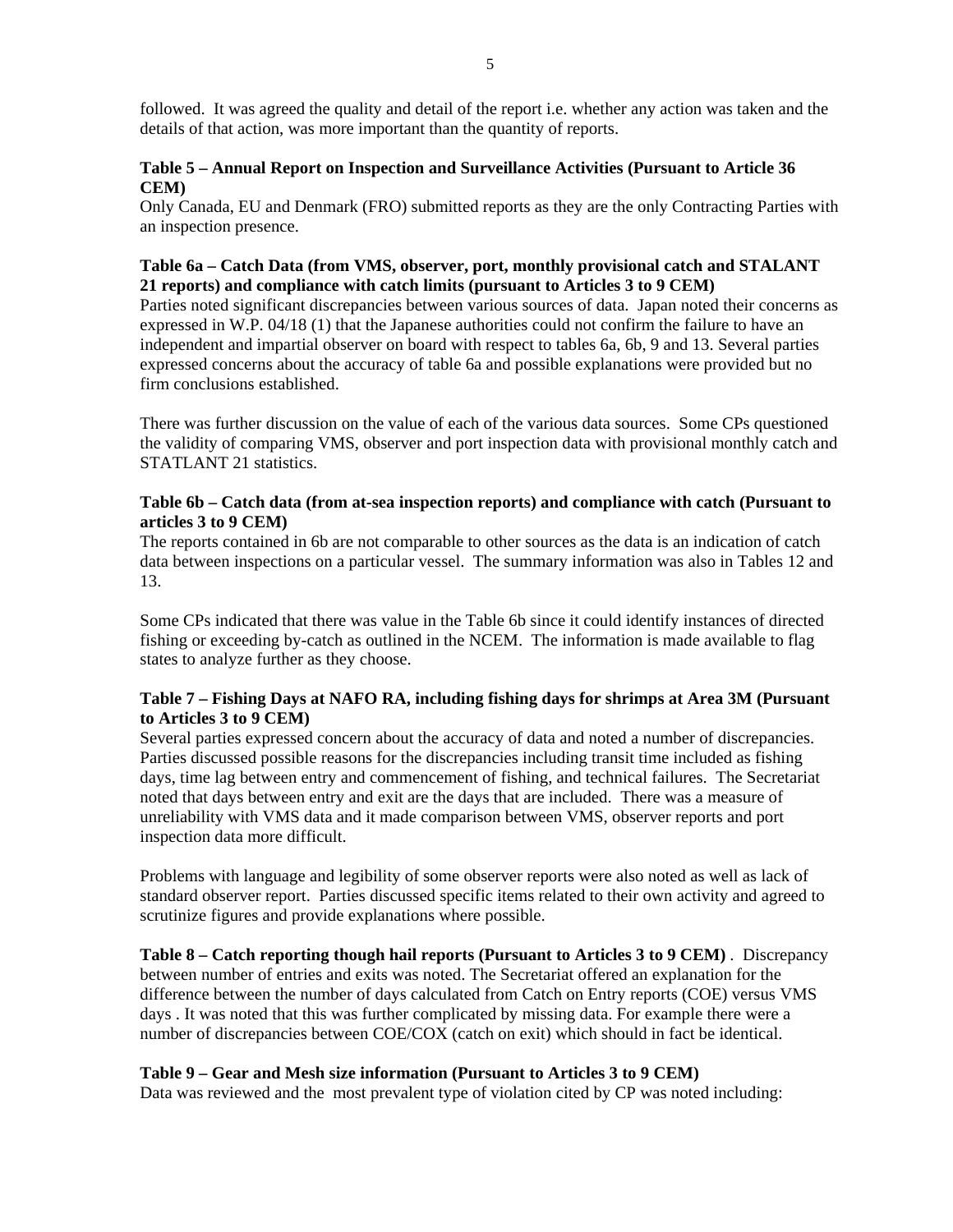followed. It was agreed the quality and detail of the report i.e. whether any action was taken and the details of that action, was more important than the quantity of reports.

**Table 5 – Annual Report on Inspection and Surveillance Activities (Pursuant to Article 36 CEM)**
Only Canada, EU and Denmark (FRO) submitted reports as they are the only Contracting Parties with an inspection presence.

**Table 6a – Catch Data (from VMS, observer, port, monthly provisional catch and STALANT 21 reports) and compliance with catch limits (pursuant to Articles 3 to 9 CEM)**
Parties noted significant discrepancies between various sources of data. Japan noted their concerns as expressed in W.P. 04/18 (1) that the Japanese authorities could not confirm the failure to have an independent and impartial observer on board with respect to tables 6a, 6b, 9 and 13. Several parties expressed concerns about the accuracy of table 6a and possible explanations were provided but no firm conclusions established.

There was further discussion on the value of each of the various data sources. Some CPs questioned the validity of comparing VMS, observer and port inspection data with provisional monthly catch and STATLANT 21 statistics.

**Table 6b – Catch data (from at-sea inspection reports) and compliance with catch (Pursuant to articles 3 to 9 CEM)**
The reports contained in 6b are not comparable to other sources as the data is an indication of catch data between inspections on a particular vessel. The summary information was also in Tables 12 and 13.

Some CPs indicated that there was value in the Table 6b since it could identify instances of directed fishing or exceeding by-catch as outlined in the NCEM. The information is made available to flag states to analyze further as they choose.

**Table 7 – Fishing Days at NAFO RA, including fishing days for shrimps at Area 3M (Pursuant to Articles 3 to 9 CEM)**
Several parties expressed concern about the accuracy of data and noted a number of discrepancies. Parties discussed possible reasons for the discrepancies including transit time included as fishing days, time lag between entry and commencement of fishing, and technical failures. The Secretariat noted that days between entry and exit are the days that are included. There was a measure of unreliability with VMS data and it made comparison between VMS, observer reports and port inspection data more difficult.

Problems with language and legibility of some observer reports were also noted as well as lack of standard observer report. Parties discussed specific items related to their own activity and agreed to scrutinize figures and provide explanations where possible.

**Table 8 – Catch reporting though hail reports (Pursuant to Articles 3 to 9 CEM)** . Discrepancy between number of entries and exits was noted. The Secretariat offered an explanation for the difference between the number of days calculated from Catch on Entry reports (COE) versus VMS days . It was noted that this was further complicated by missing data. For example there were a number of discrepancies between COE/COX (catch on exit) which should in fact be identical.

**Table 9 – Gear and Mesh size information (Pursuant to Articles 3 to 9 CEM)**
Data was reviewed and the most prevalent type of violation cited by CP was noted including: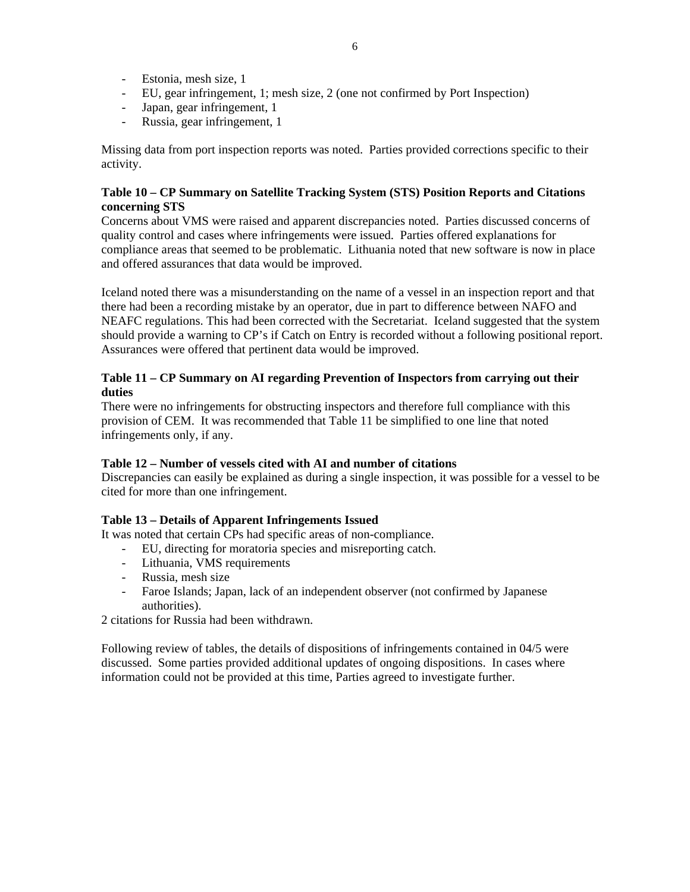- Estonia, mesh size, 1
- EU, gear infringement, 1; mesh size, 2 (one not confirmed by Port Inspection)
- Japan, gear infringement, 1
- Russia, gear infringement, 1

Missing data from port inspection reports was noted. Parties provided corrections specific to their activity.

**Table 10 – CP Summary on Satellite Tracking System (STS) Position Reports and Citations concerning STS**

Concerns about VMS were raised and apparent discrepancies noted. Parties discussed concerns of quality control and cases where infringements were issued. Parties offered explanations for compliance areas that seemed to be problematic. Lithuania noted that new software is now in place and offered assurances that data would be improved.

Iceland noted there was a misunderstanding on the name of a vessel in an inspection report and that there had been a recording mistake by an operator, due in part to difference between NAFO and NEAFC regulations. This had been corrected with the Secretariat. Iceland suggested that the system should provide a warning to CP's if Catch on Entry is recorded without a following positional report. Assurances were offered that pertinent data would be improved.

**Table 11 – CP Summary on AI regarding Prevention of Inspectors from carrying out their duties**

There were no infringements for obstructing inspectors and therefore full compliance with this provision of CEM. It was recommended that Table 11 be simplified to one line that noted infringements only, if any.

**Table 12 – Number of vessels cited with AI and number of citations**

Discrepancies can easily be explained as during a single inspection, it was possible for a vessel to be cited for more than one infringement.

**Table 13 – Details of Apparent Infringements Issued**

It was noted that certain CPs had specific areas of non-compliance.

- EU, directing for moratoria species and misreporting catch.
- Lithuania, VMS requirements
- Russia, mesh size
- Faroe Islands; Japan, lack of an independent observer (not confirmed by Japanese authorities).

2 citations for Russia had been withdrawn.

Following review of tables, the details of dispositions of infringements contained in 04/5 were discussed. Some parties provided additional updates of ongoing dispositions. In cases where information could not be provided at this time, Parties agreed to investigate further.